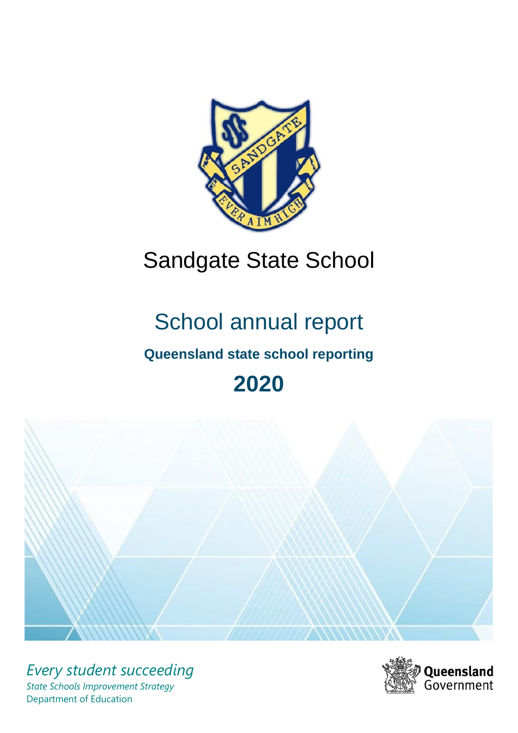# Sandgate State School

## School annual report

### Queensland state school reporting

## 2020

*Every student succeeding*

*State Schools Improvement Strategy*

Department of Education

Queensland Government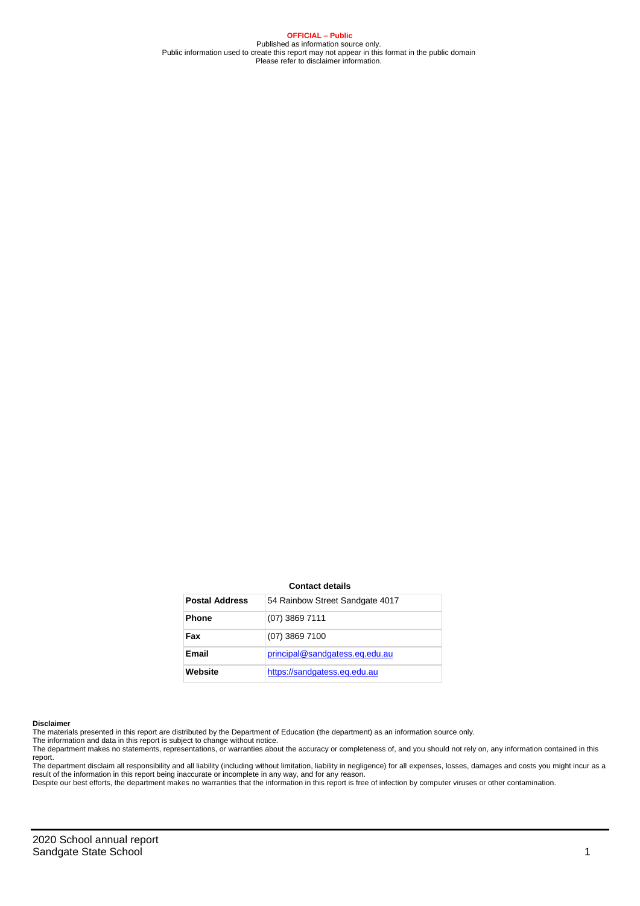**OFFICIAL – Public**
Published as information source only.
Public information used to create this report may not appear in this format in the public domain
Please refer to disclaimer information.

**Contact details**

| | |
|---|---|
| **Postal Address** | 54 Rainbow Street Sandgate 4017 |
| **Phone** | (07) 3869 7111 |
| **Fax** | (07) 3869 7100 |
| **Email** | principal@sandgatess.eq.edu.au |
| **Website** | https://sandgatess.eq.edu.au |

**Disclaimer**

The materials presented in this report are distributed by the Department of Education (the department) as an information source only.

The information and data in this report is subject to change without notice.

The department makes no statements, representations, or warranties about the accuracy or completeness of, and you should not rely on, any information contained in this report.

The department disclaim all responsibility and all liability (including without limitation, liability in negligence) for all expenses, losses, damages and costs you might incur as a result of the information in this report being inaccurate or incomplete in any way, and for any reason.

Despite our best efforts, the department makes no warranties that the information in this report is free of infection by computer viruses or other contamination.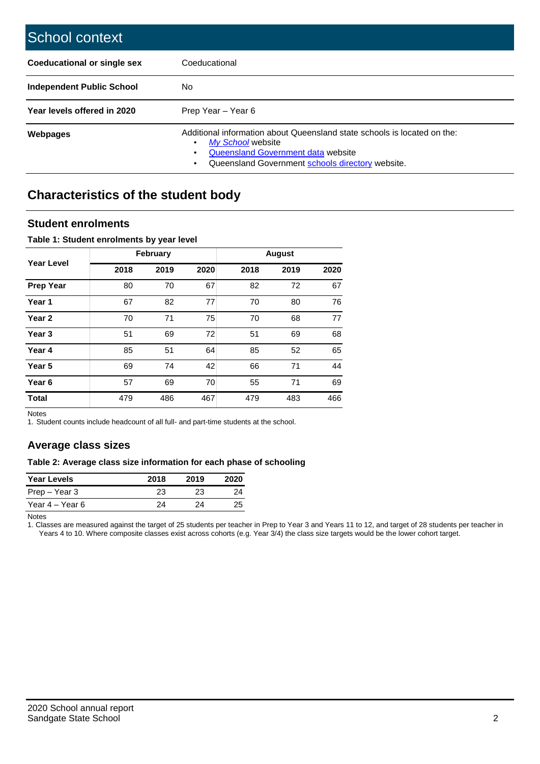# School context

| | |
|---|---|
| **Coeducational or single sex** | Coeducational |
| **Independent Public School** | No |
| **Year levels offered in 2020** | Prep Year – Year 6 |
| **Webpages** | Additional information about Queensland state schools is located on the: • *My School* website • Queensland Government data website • Queensland Government schools directory website. |

## Characteristics of the student body

### Student enrolments

**Table 1: Student enrolments by year level**

| Year Level | February | | | August | | |
|---|---|---|---|---|---|---|
| | 2018 | 2019 | 2020 | 2018 | 2019 | 2020 |
| **Prep Year** | 80 | 70 | 67 | 82 | 72 | 67 |
| **Year 1** | 67 | 82 | 77 | 70 | 80 | 76 |
| **Year 2** | 70 | 71 | 75 | 70 | 68 | 77 |
| **Year 3** | 51 | 69 | 72 | 51 | 69 | 68 |
| **Year 4** | 85 | 51 | 64 | 85 | 52 | 65 |
| **Year 5** | 69 | 74 | 42 | 66 | 71 | 44 |
| **Year 6** | 57 | 69 | 70 | 55 | 71 | 69 |
| **Total** | 479 | 486 | 467 | 479 | 483 | 466 |

Notes
1. Student counts include headcount of all full- and part-time students at the school.

### Average class sizes

**Table 2: Average class size information for each phase of schooling**

| Year Levels | 2018 | 2019 | 2020 |
|---|---|---|---|
| Prep – Year 3 | 23 | 23 | 24 |
| Year 4 – Year 6 | 24 | 24 | 25 |

Notes
1. Classes are measured against the target of 25 students per teacher in Prep to Year 3 and Years 11 to 12, and target of 28 students per teacher in Years 4 to 10. Where composite classes exist across cohorts (e.g. Year 3/4) the class size targets would be the lower cohort target.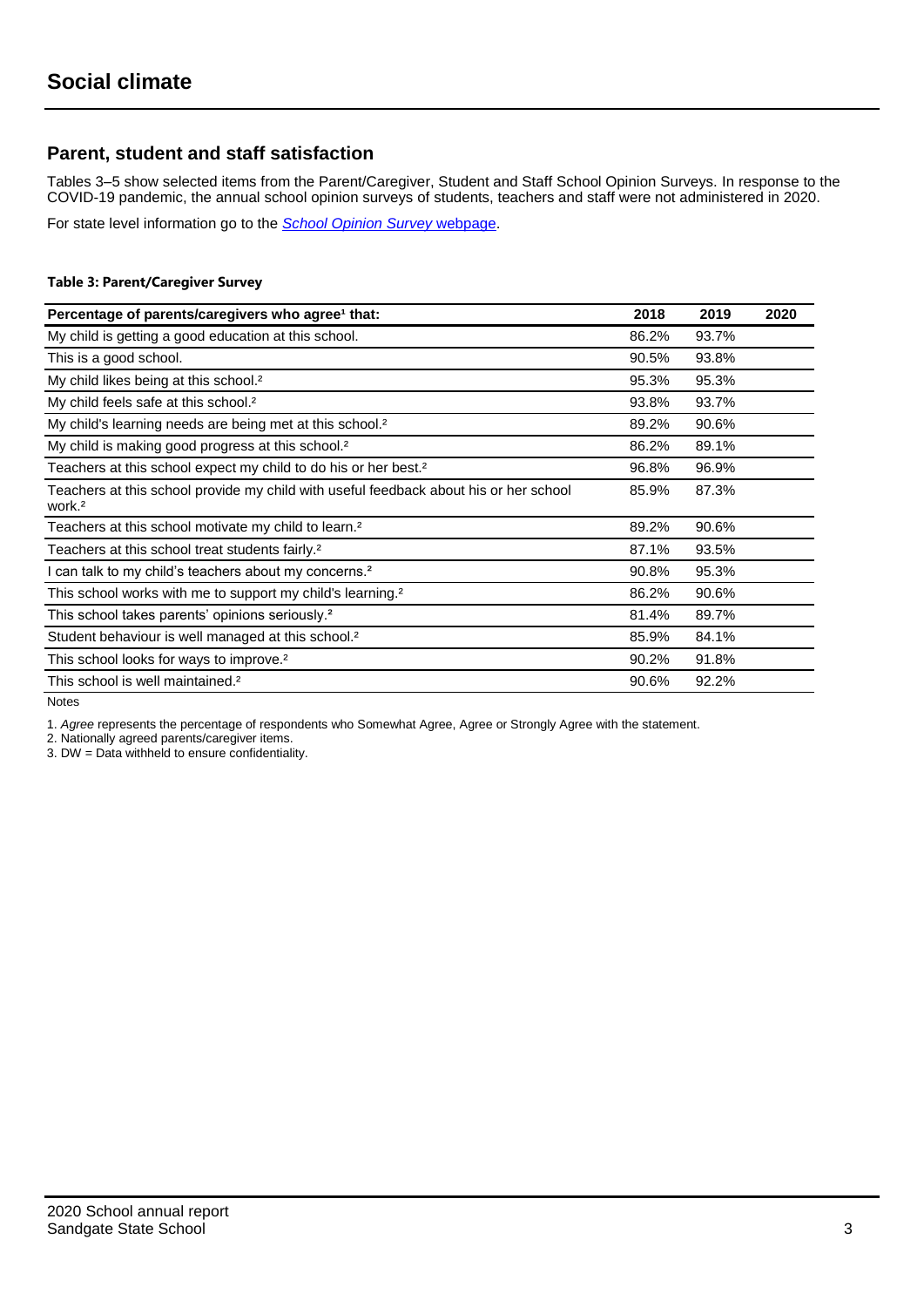# Social climate

## Parent, student and staff satisfaction

Tables 3–5 show selected items from the Parent/Caregiver, Student and Staff School Opinion Surveys. In response to the COVID-19 pandemic, the annual school opinion surveys of students, teachers and staff were not administered in 2020.

For state level information go to the *School Opinion Survey* webpage.

**Table 3: Parent/Caregiver Survey**

| Percentage of parents/caregivers who agree[1] that: | 2018 | 2019 | 2020 |
|---|---|---|---|
| My child is getting a good education at this school. | 86.2% | 93.7% | |
| This is a good school. | 90.5% | 93.8% | |
| My child likes being at this school.[2] | 95.3% | 95.3% | |
| My child feels safe at this school.[2] | 93.8% | 93.7% | |
| My child's learning needs are being met at this school.[2] | 89.2% | 90.6% | |
| My child is making good progress at this school.[2] | 86.2% | 89.1% | |
| Teachers at this school expect my child to do his or her best.[2] | 96.8% | 96.9% | |
| Teachers at this school provide my child with useful feedback about his or her school work.[2] | 85.9% | 87.3% | |
| Teachers at this school motivate my child to learn.[2] | 89.2% | 90.6% | |
| Teachers at this school treat students fairly.[2] | 87.1% | 93.5% | |
| I can talk to my child's teachers about my concerns.[2] | 90.8% | 95.3% | |
| This school works with me to support my child's learning.[2] | 86.2% | 90.6% | |
| This school takes parents' opinions seriously.[2] | 81.4% | 89.7% | |
| Student behaviour is well managed at this school.[2] | 85.9% | 84.1% | |
| This school looks for ways to improve.[2] | 90.2% | 91.8% | |
| This school is well maintained.[2] | 90.6% | 92.2% | |

Notes

1. *Agree* represents the percentage of respondents who Somewhat Agree, Agree or Strongly Agree with the statement.
2. Nationally agreed parents/caregiver items.
3. DW = Data withheld to ensure confidentiality.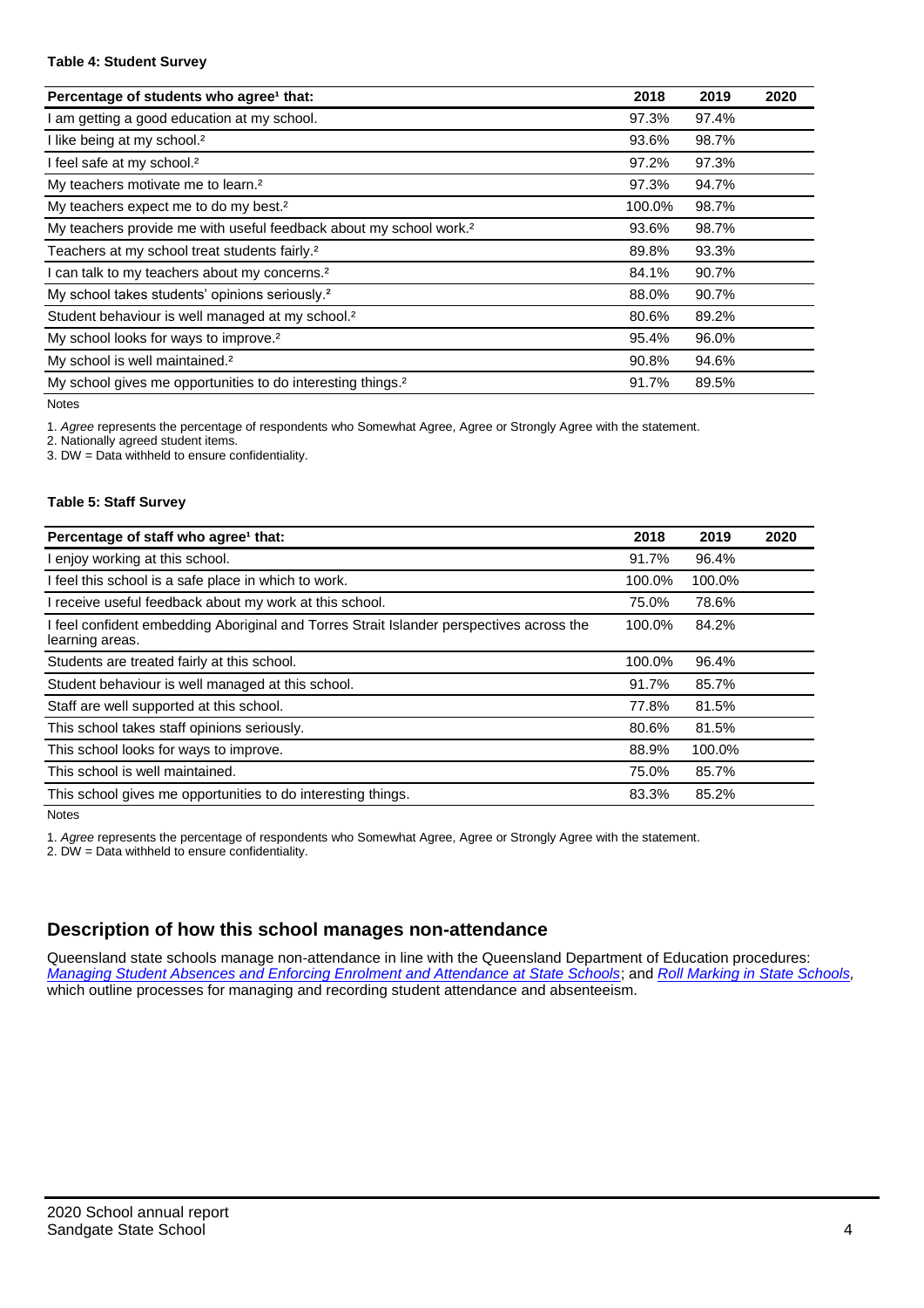**Table 4: Student Survey**

| Percentage of students who agree[1] that: | 2018 | 2019 | 2020 |
|---|---|---|---|
| I am getting a good education at my school. | 97.3% | 97.4% | |
| I like being at my school.[2] | 93.6% | 98.7% | |
| I feel safe at my school.[2] | 97.2% | 97.3% | |
| My teachers motivate me to learn.[2] | 97.3% | 94.7% | |
| My teachers expect me to do my best.[2] | 100.0% | 98.7% | |
| My teachers provide me with useful feedback about my school work.[2] | 93.6% | 98.7% | |
| Teachers at my school treat students fairly.[2] | 89.8% | 93.3% | |
| I can talk to my teachers about my concerns.[2] | 84.1% | 90.7% | |
| My school takes students' opinions seriously.[2] | 88.0% | 90.7% | |
| Student behaviour is well managed at my school.[2] | 80.6% | 89.2% | |
| My school looks for ways to improve.[2] | 95.4% | 96.0% | |
| My school is well maintained.[2] | 90.8% | 94.6% | |
| My school gives me opportunities to do interesting things.[2] | 91.7% | 89.5% | |

Notes

1. *Agree* represents the percentage of respondents who Somewhat Agree, Agree or Strongly Agree with the statement.
2. Nationally agreed student items.
3. DW = Data withheld to ensure confidentiality.

**Table 5: Staff Survey**

| Percentage of staff who agree[1] that: | 2018 | 2019 | 2020 |
|---|---|---|---|
| I enjoy working at this school. | 91.7% | 96.4% | |
| I feel this school is a safe place in which to work. | 100.0% | 100.0% | |
| I receive useful feedback about my work at this school. | 75.0% | 78.6% | |
| I feel confident embedding Aboriginal and Torres Strait Islander perspectives across the learning areas. | 100.0% | 84.2% | |
| Students are treated fairly at this school. | 100.0% | 96.4% | |
| Student behaviour is well managed at this school. | 91.7% | 85.7% | |
| Staff are well supported at this school. | 77.8% | 81.5% | |
| This school takes staff opinions seriously. | 80.6% | 81.5% | |
| This school looks for ways to improve. | 88.9% | 100.0% | |
| This school is well maintained. | 75.0% | 85.7% | |
| This school gives me opportunities to do interesting things. | 83.3% | 85.2% | |

Notes

1. *Agree* represents the percentage of respondents who Somewhat Agree, Agree or Strongly Agree with the statement.
2. DW = Data withheld to ensure confidentiality.

## Description of how this school manages non-attendance

Queensland state schools manage non-attendance in line with the Queensland Department of Education procedures: *Managing Student Absences and Enforcing Enrolment and Attendance at State Schools*; and *Roll Marking in State Schools*, which outline processes for managing and recording student attendance and absenteeism.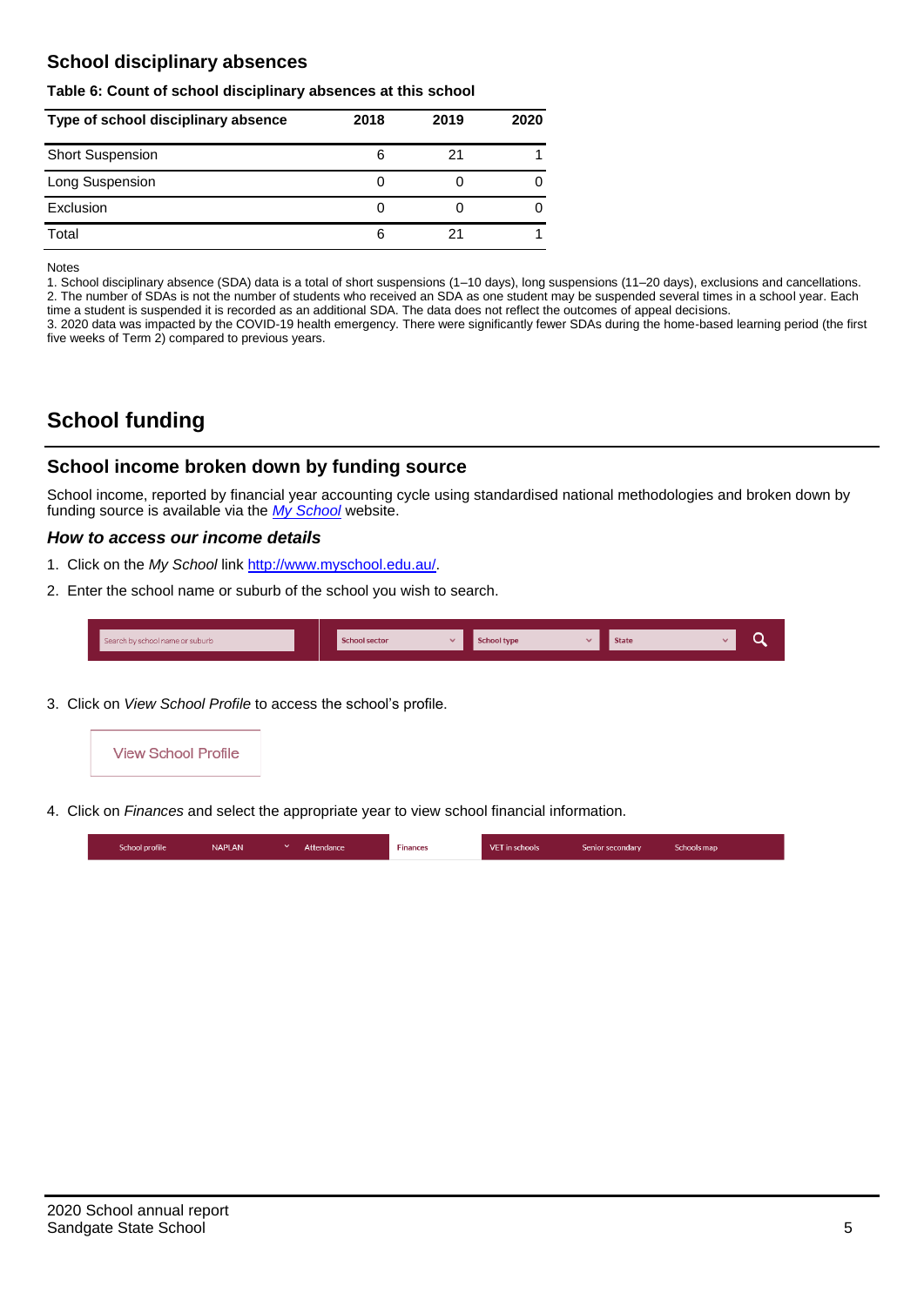## School disciplinary absences

**Table 6: Count of school disciplinary absences at this school**

| Type of school disciplinary absence | 2018 | 2019 | 2020 |
|---|---|---|---|
| Short Suspension | 6 | 21 | 1 |
| Long Suspension | 0 | 0 | 0 |
| Exclusion | 0 | 0 | 0 |
| Total | 6 | 21 | 1 |

Notes

1. School disciplinary absence (SDA) data is a total of short suspensions (1–10 days), long suspensions (11–20 days), exclusions and cancellations.
2. The number of SDAs is not the number of students who received an SDA as one student may be suspended several times in a school year. Each time a student is suspended it is recorded as an additional SDA. The data does not reflect the outcomes of appeal decisions.
3. 2020 data was impacted by the COVID-19 health emergency. There were significantly fewer SDAs during the home-based learning period (the first five weeks of Term 2) compared to previous years.

# School funding

## School income broken down by funding source

School income, reported by financial year accounting cycle using standardised national methodologies and broken down by funding source is available via the *My School* website.

### *How to access our income details*

1. Click on the *My School* link http://www.myschool.edu.au/.
2. Enter the school name or suburb of the school you wish to search.

   Search by school name or suburb | School sector | School type | State

3. Click on *View School Profile* to access the school's profile.

   View School Profile

4. Click on *Finances* and select the appropriate year to view school financial information.

   School profile | NAPLAN | Attendance | Finances | VET in schools | Senior secondary | Schools map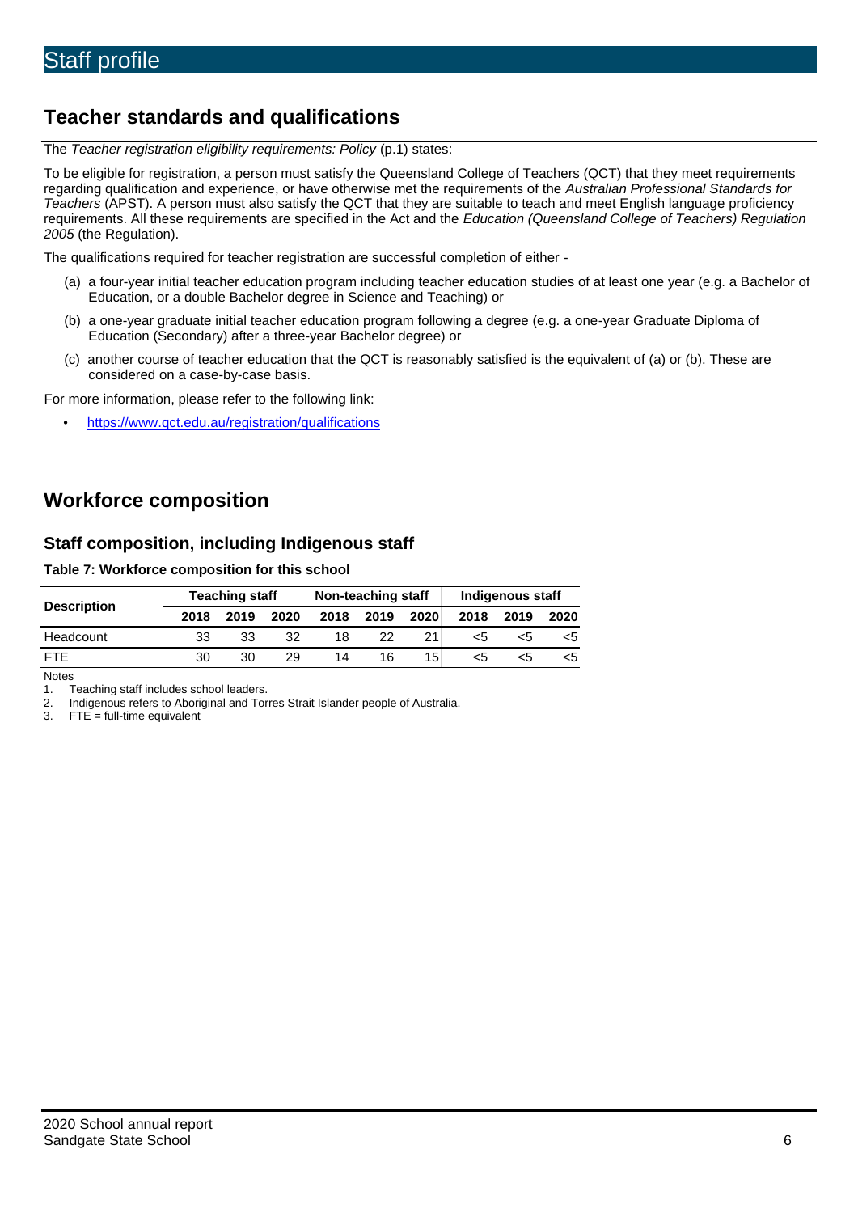# Staff profile

## Teacher standards and qualifications

The *Teacher registration eligibility requirements: Policy* (p.1) states:

To be eligible for registration, a person must satisfy the Queensland College of Teachers (QCT) that they meet requirements regarding qualification and experience, or have otherwise met the requirements of the *Australian Professional Standards for Teachers* (APST). A person must also satisfy the QCT that they are suitable to teach and meet English language proficiency requirements. All these requirements are specified in the Act and the *Education (Queensland College of Teachers) Regulation 2005* (the Regulation).

The qualifications required for teacher registration are successful completion of either -

(a) a four-year initial teacher education program including teacher education studies of at least one year (e.g. a Bachelor of Education, or a double Bachelor degree in Science and Teaching) or

(b) a one-year graduate initial teacher education program following a degree (e.g. a one-year Graduate Diploma of Education (Secondary) after a three-year Bachelor degree) or

(c) another course of teacher education that the QCT is reasonably satisfied is the equivalent of (a) or (b). These are considered on a case-by-case basis.

For more information, please refer to the following link:

- https://www.qct.edu.au/registration/qualifications

## Workforce composition

### Staff composition, including Indigenous staff

**Table 7: Workforce composition for this school**

| Description | Teaching staff | | | Non-teaching staff | | | Indigenous staff | | |
|---|---|---|---|---|---|---|---|---|---|
| | 2018 | 2019 | 2020 | 2018 | 2019 | 2020 | 2018 | 2019 | 2020 |
| Headcount | 33 | 33 | 32 | 18 | 22 | 21 | <5 | <5 | <5 |
| FTE | 30 | 30 | 29 | 14 | 16 | 15 | <5 | <5 | <5 |

Notes

1. Teaching staff includes school leaders.
2. Indigenous refers to Aboriginal and Torres Strait Islander people of Australia.
3. FTE = full-time equivalent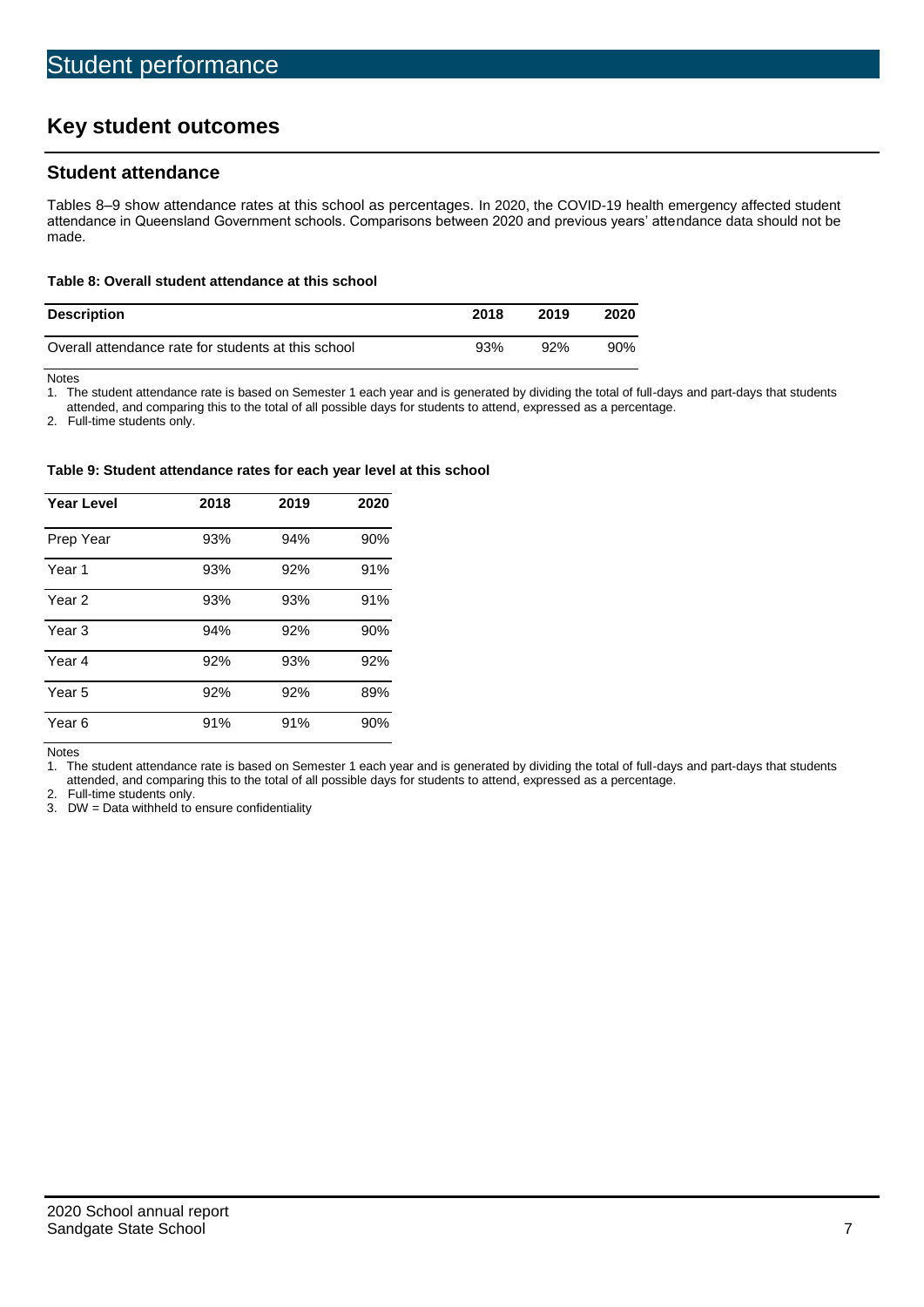# Student performance

## Key student outcomes

### Student attendance

Tables 8–9 show attendance rates at this school as percentages. In 2020, the COVID-19 health emergency affected student attendance in Queensland Government schools. Comparisons between 2020 and previous years' attendance data should not be made.

**Table 8: Overall student attendance at this school**

| Description | 2018 | 2019 | 2020 |
|---|---|---|---|
| Overall attendance rate for students at this school | 93% | 92% | 90% |

Notes

1. The student attendance rate is based on Semester 1 each year and is generated by dividing the total of full-days and part-days that students attended, and comparing this to the total of all possible days for students to attend, expressed as a percentage.
2. Full-time students only.

**Table 9: Student attendance rates for each year level at this school**

| Year Level | 2018 | 2019 | 2020 |
|---|---|---|---|
| Prep Year | 93% | 94% | 90% |
| Year 1 | 93% | 92% | 91% |
| Year 2 | 93% | 93% | 91% |
| Year 3 | 94% | 92% | 90% |
| Year 4 | 92% | 93% | 92% |
| Year 5 | 92% | 92% | 89% |
| Year 6 | 91% | 91% | 90% |

Notes

1. The student attendance rate is based on Semester 1 each year and is generated by dividing the total of full-days and part-days that students attended, and comparing this to the total of all possible days for students to attend, expressed as a percentage.
2. Full-time students only.
3. DW = Data withheld to ensure confidentiality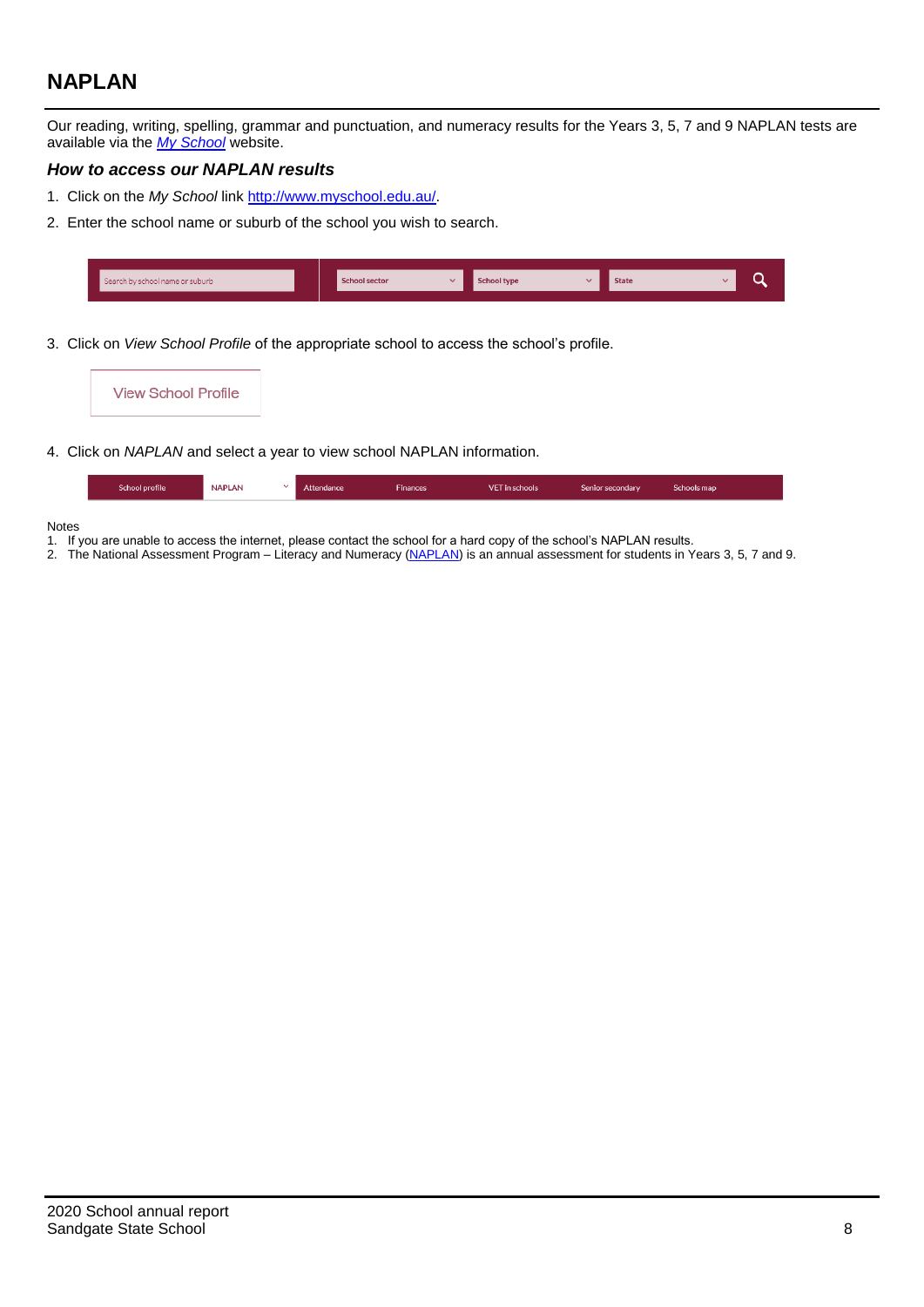## NAPLAN

Our reading, writing, spelling, grammar and punctuation, and numeracy results for the Years 3, 5, 7 and 9 NAPLAN tests are available via the *My School* website.

### *How to access our NAPLAN results*

1. Click on the *My School* link http://www.myschool.edu.au/.
2. Enter the school name or suburb of the school you wish to search.

Search by school name or suburb | School sector | School type | State

3. Click on *View School Profile* of the appropriate school to access the school's profile.

View School Profile

4. Click on *NAPLAN* and select a year to view school NAPLAN information.

School profile | NAPLAN | Attendance | Finances | VET in schools | Senior secondary | Schools map

Notes
1. If you are unable to access the internet, please contact the school for a hard copy of the school's NAPLAN results.
2. The National Assessment Program – Literacy and Numeracy (NAPLAN) is an annual assessment for students in Years 3, 5, 7 and 9.